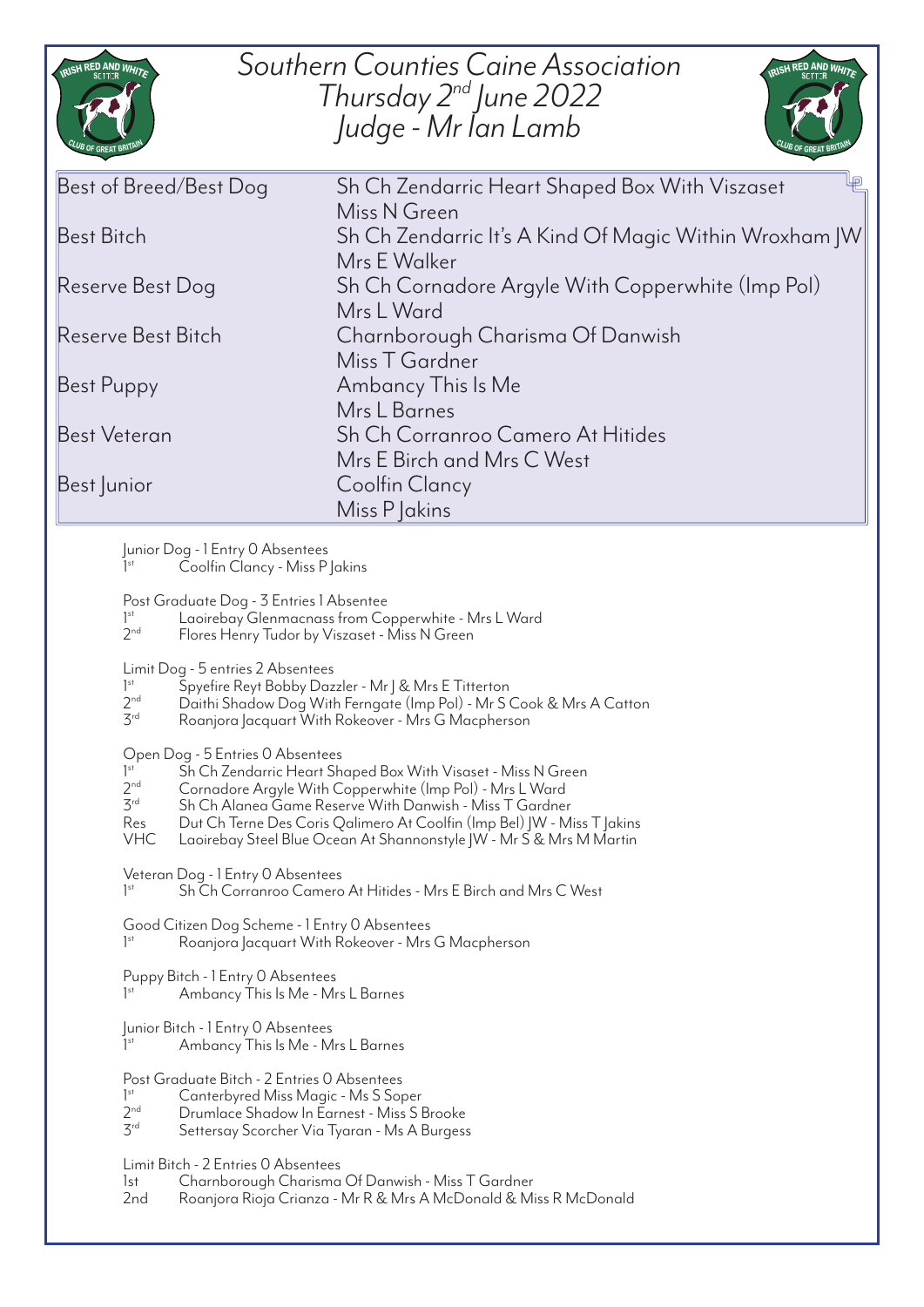# Southern Counties Caine Association

## Thursday 2nd June 2022

## Judge - Mr Ian Lamb

| | |
|---|---|
| Best of Breed/Best Dog | Sh Ch Zendarric Heart Shaped Box With Viszaset<br>Miss N Green |
| Best Bitch | Sh Ch Zendarric It's A Kind Of Magic Within Wroxham JW<br>Mrs E Walker |
| Reserve Best Dog | Sh Ch Cornadore Argyle With Copperwhite (Imp Pol)<br>Mrs L Ward |
| Reserve Best Bitch | Charnborough Charisma Of Danwish<br>Miss T Gardner |
| Best Puppy | Ambancy This Is Me<br>Mrs L Barnes |
| Best Veteran | Sh Ch Corranroo Camero At Hitides<br>Mrs E Birch and Mrs C West |
| Best Junior | Coolfin Clancy<br>Miss P Jakins |

Junior Dog - 1 Entry 0 Absentees
- 1st Coolfin Clancy - Miss P Jakins

Post Graduate Dog - 3 Entries 1 Absentee
- 1st Laoirebay Glenmacnass from Copperwhite - Mrs L Ward
- 2nd Flores Henry Tudor by Viszaset - Miss N Green

Limit Dog - 5 entries 2 Absentees
- 1st Spyefire Reyt Bobby Dazzler - Mr J & Mrs E Titterton
- 2nd Daithi Shadow Dog With Ferngate (Imp Pol) - Mr S Cook & Mrs A Catton
- 3rd Roanjora Jacquart With Rokeover - Mrs G Macpherson

Open Dog - 5 Entries 0 Absentees
- 1st Sh Ch Zendarric Heart Shaped Box With Visaset - Miss N Green
- 2nd Cornadore Argyle With Copperwhite (Imp Pol) - Mrs L Ward
- 3rd Sh Ch Alanea Game Reserve With Danwish - Miss T Gardner
- Res Dut Ch Terne Des Coris Qalimero At Coolfin (Imp Bel) JW - Miss T Jakins
- VHC Laoirebay Steel Blue Ocean At Shannonstyle JW - Mr S & Mrs M Martin

Veteran Dog - 1 Entry 0 Absentees
- 1st Sh Ch Corranroo Camero At Hitides - Mrs E Birch and Mrs C West

Good Citizen Dog Scheme - 1 Entry 0 Absentees
- 1st Roanjora Jacquart With Rokeover - Mrs G Macpherson

Puppy Bitch - 1 Entry 0 Absentees
- 1st Ambancy This Is Me - Mrs L Barnes

Junior Bitch - 1 Entry 0 Absentees
- 1st Ambancy This Is Me - Mrs L Barnes

Post Graduate Bitch - 2 Entries 0 Absentees
- 1st Canterbyred Miss Magic - Ms S Soper
- 2nd Drumlace Shadow In Earnest - Miss S Brooke
- 3rd Settersay Scorcher Via Tyaran - Ms A Burgess

Limit Bitch - 2 Entries 0 Absentees
- 1st Charnborough Charisma Of Danwish - Miss T Gardner
- 2nd Roanjora Rioja Crianza - Mr R & Mrs A McDonald & Miss R McDonald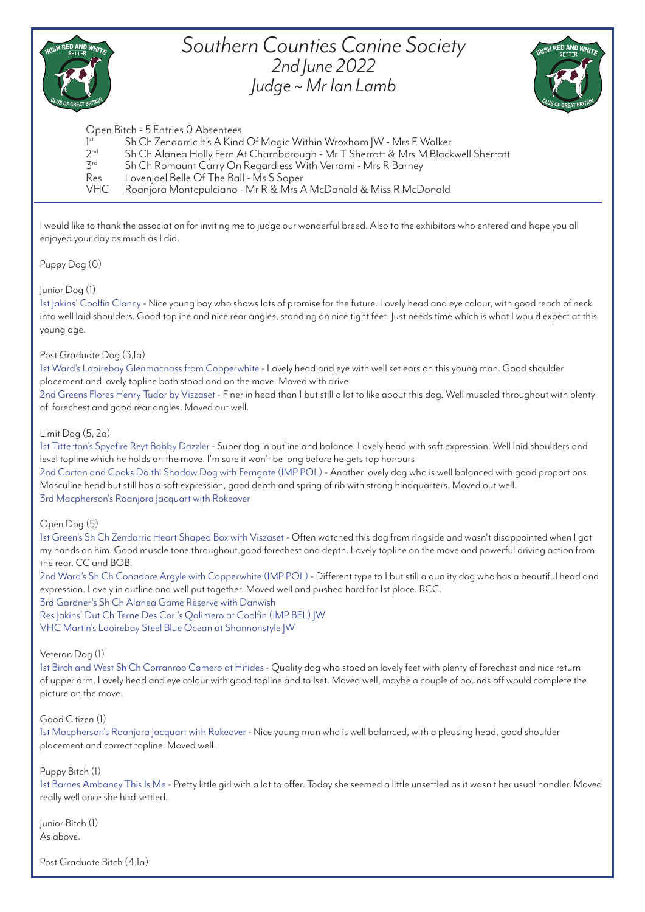# Southern Counties Canine Society
## 2nd June 2022
## Judge ~ Mr Ian Lamb

Open Bitch - 5 Entries 0 Absentees

| | |
|---|---|
| 1st | Sh Ch Zendarric It's A Kind Of Magic Within Wroxham JW - Mrs E Walker |
| 2nd | Sh Ch Alanea Holly Fern At Charnborough - Mr T Sherratt & Mrs M Blackwell Sherratt |
| 3rd | Sh Ch Romaunt Carry On Regardless With Verrami - Mrs R Barney |
| Res | Lovenjoel Belle Of The Ball - Ms S Soper |
| VHC | Roanjora Montepulciano - Mr R & Mrs A McDonald & Miss R McDonald |

I would like to thank the association for inviting me to judge our wonderful breed. Also to the exhibitors who entered and hope you all enjoyed your day as much as I did.

Puppy Dog (0)

Junior Dog (1)

1st Jakins' Coolfin Clancy - Nice young boy who shows lots of promise for the future. Lovely head and eye colour, with good reach of neck into well laid shoulders. Good topline and nice rear angles, standing on nice tight feet. Just needs time which is what I would expect at this young age.

Post Graduate Dog (3,1a)

1st Ward's Laoirebay Glenmacnass from Copperwhite - Lovely head and eye with well set ears on this young man. Good shoulder placement and lovely topline both stood and on the move. Moved with drive.

2nd Greens Flores Henry Tudor by Viszaset - Finer in head than 1 but still a lot to like about this dog. Well muscled throughout with plenty of forechest and good rear angles. Moved out well.

Limit Dog (5, 2a)

1st Titterton's Spyefire Reyt Bobby Dazzler - Super dog in outline and balance. Lovely head with soft expression. Well laid shoulders and level topline which he holds on the move. I'm sure it won't be long before he gets top honours

2nd Carton and Cooks Daithi Shadow Dog with Ferngate (IMP POL) - Another lovely dog who is well balanced with good proportions. Masculine head but still has a soft expression, good depth and spring of rib with strong hindquarters. Moved out well.

3rd Macpherson's Roanjora Jacquart with Rokeover

Open Dog (5)

1st Green's Sh Ch Zendarric Heart Shaped Box with Viszaset - Often watched this dog from ringside and wasn't disappointed when I got my hands on him. Good muscle tone throughout,good forechest and depth. Lovely topline on the move and powerful driving action from the rear. CC and BOB.

2nd Ward's Sh Ch Conadore Argyle with Copperwhite (IMP POL) - Different type to 1 but still a quality dog who has a beautiful head and expression. Lovely in outline and well put together. Moved well and pushed hard for 1st place. RCC.

3rd Gardner's Sh Ch Alanea Game Reserve with Danwish

Res Jakins' Dut Ch Terne Des Cori's Qalimero at Coolfin (IMP BEL) JW

VHC Martin's Laoirebay Steel Blue Ocean at Shannonstyle JW

Veteran Dog (1)

1st Birch and West Sh Ch Corranroo Camero at Hitides - Quality dog who stood on lovely feet with plenty of forechest and nice return of upper arm. Lovely head and eye colour with good topline and tailset. Moved well, maybe a couple of pounds off would complete the picture on the move.

Good Citizen (1)

1st Macpherson's Roanjora Jacquart with Rokeover - Nice young man who is well balanced, with a pleasing head, good shoulder placement and correct topline. Moved well.

Puppy Bitch (1)

1st Barnes Ambancy This Is Me - Pretty little girl with a lot to offer. Today she seemed a little unsettled as it wasn't her usual handler. Moved really well once she had settled.

Junior Bitch (1)

As above.

Post Graduate Bitch (4,1a)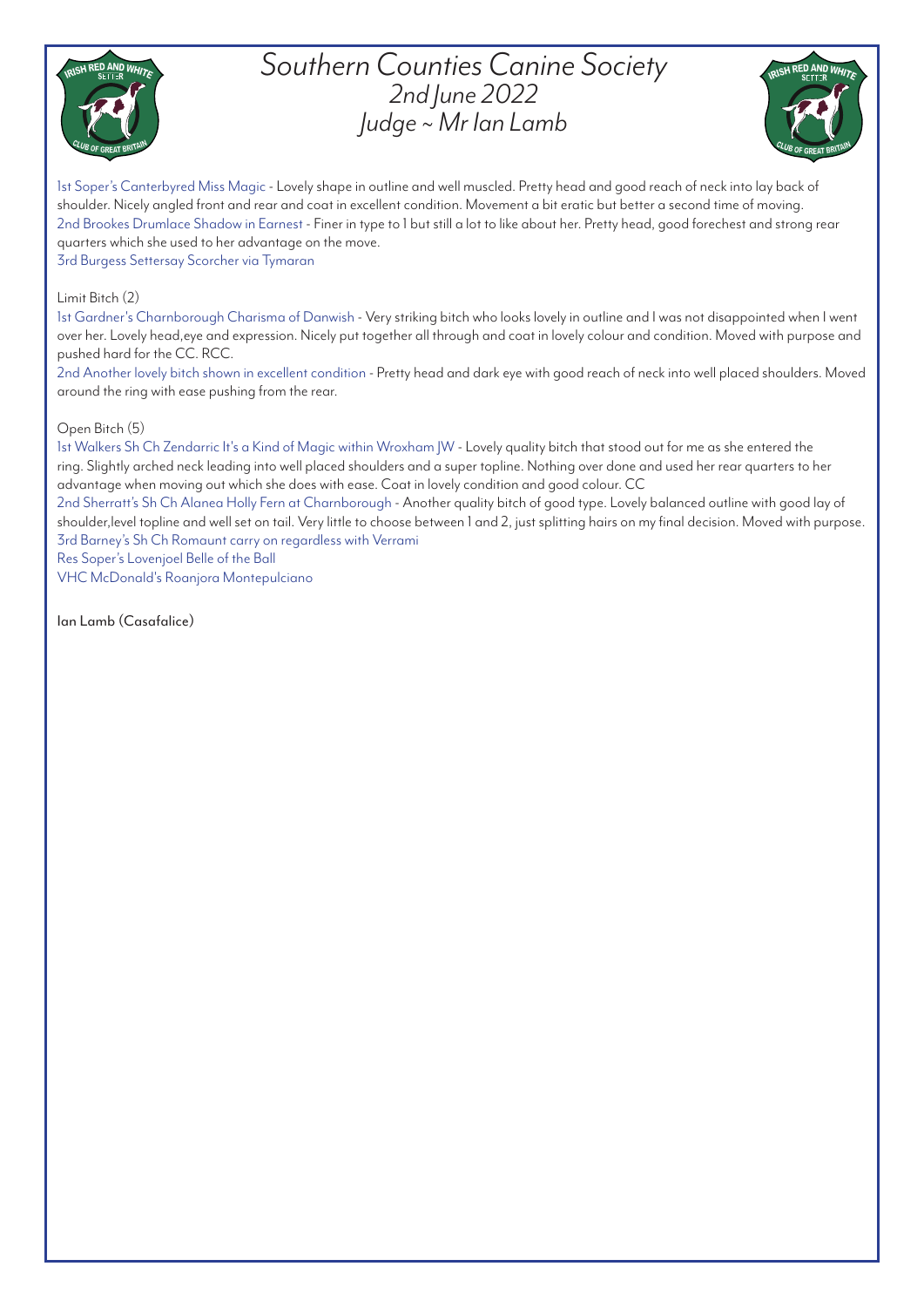# Southern Counties Canine Society
## 2nd June 2022
## Judge ~ Mr Ian Lamb

1st Soper's Canterbyred Miss Magic - Lovely shape in outline and well muscled. Pretty head and good reach of neck into lay back of shoulder. Nicely angled front and rear and coat in excellent condition. Movement a bit eratic but better a second time of moving.
2nd Brookes Drumlace Shadow in Earnest - Finer in type to 1 but still a lot to like about her. Pretty head, good forechest and strong rear quarters which she used to her advantage on the move.
3rd Burgess Settersay Scorcher via Tymaran

Limit Bitch (2)
1st Gardner's Charnborough Charisma of Danwish - Very striking bitch who looks lovely in outline and I was not disappointed when I went over her. Lovely head,eye and expression. Nicely put together all through and coat in lovely colour and condition. Moved with purpose and pushed hard for the CC. RCC.
2nd Another lovely bitch shown in excellent condition - Pretty head and dark eye with good reach of neck into well placed shoulders. Moved around the ring with ease pushing from the rear.

Open Bitch (5)
1st Walkers Sh Ch Zendarric It's a Kind of Magic within Wroxham JW - Lovely quality bitch that stood out for me as she entered the ring. Slightly arched neck leading into well placed shoulders and a super topline. Nothing over done and used her rear quarters to her advantage when moving out which she does with ease. Coat in lovely condition and good colour. CC
2nd Sherratt's Sh Ch Alanea Holly Fern at Charnborough - Another quality bitch of good type. Lovely balanced outline with good lay of shoulder,level topline and well set on tail. Very little to choose between 1 and 2, just splitting hairs on my final decision. Moved with purpose.
3rd Barney's Sh Ch Romaunt carry on regardless with Verrami
Res Soper's Lovenjoel Belle of the Ball
VHC McDonald's Roanjora Montepulciano

Ian Lamb (Casafalice)